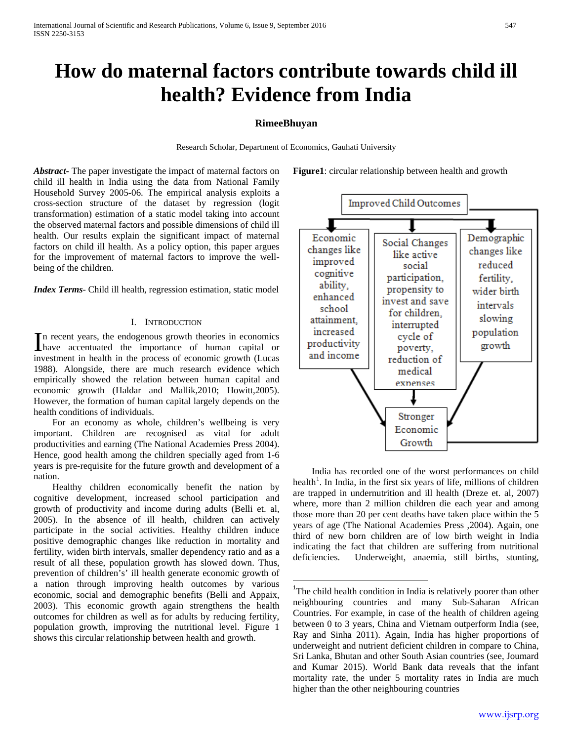# How do maternal factors contribute towards child ill health? Evidence from India

**RimeeBhuyan**

Research Scholar, Department of Economics, Gauhati University

***Abstract***- The paper investigate the impact of maternal factors on child ill health in India using the data from National Family Household Survey 2005-06. The empirical analysis exploits a cross-section structure of the dataset by regression (logit transformation) estimation of a static model taking into account the observed maternal factors and possible dimensions of child ill health. Our results explain the significant impact of maternal factors on child ill health. As a policy option, this paper argues for the improvement of maternal factors to improve the well-being of the children.

***Index Terms***- Child ill health, regression estimation, static model

## I. Introduction

In recent years, the endogenous growth theories in economics have accentuated the importance of human capital or investment in health in the process of economic growth (Lucas 1988). Alongside, there are much research evidence which empirically showed the relation between human capital and economic growth (Haldar and Mallik,2010; Howitt,2005). However, the formation of human capital largely depends on the health conditions of individuals.

For an economy as whole, children's wellbeing is very important. Children are recognised as vital for adult productivities and earning (The National Academies Press 2004). Hence, good health among the children specially aged from 1-6 years is pre-requisite for the future growth and development of a nation.

Healthy children economically benefit the nation by cognitive development, increased school participation and growth of productivity and income during adults (Belli et. al, 2005). In the absence of ill health, children can actively participate in the social activities. Healthy children induce positive demographic changes like reduction in mortality and fertility, widen birth intervals, smaller dependency ratio and as a result of all these, population growth has slowed down. Thus, prevention of childrens' ill health generate economic growth of a nation through improving health outcomes by various economic, social and demographic benefits (Belli and Appaix, 2003). This economic growth again strengthens the health outcomes for children as well as for adults by reducing fertility, population growth, improving the nutritional level. Figure 1 shows this circular relationship between health and growth.

**Figure1**: circular relationship between health and growth

Improved Child Outcomes

Economic changes like improved cognitive ability, enhanced school attainment, increased productivity and income

Social Changes like active social participation, propensity to invest and save for children, interrupted cycle of poverty, reduction of medical expenses

Demographic changes like reduced fertility, wider birth intervals slowing population growth

Stronger Economic Growth

India has recorded one of the worst performances on child health[1]. In India, in the first six years of life, millions of children are trapped in undernutrition and ill health (Dreze et. al, 2007) where, more than 2 million children die each year and among those more than 20 per cent deaths have taken place within the 5 years of age (The National Academies Press ,2004). Again, one third of new born children are of low birth weight in India indicating the fact that children are suffering from nutritional deficiencies. Underweight, anaemia, still births, stunting,

---

[1]The child health condition in India is relatively poorer than other neighbouring countries and many Sub-Saharan African Countries. For example, in case of the health of children ageing between 0 to 3 years, China and Vietnam outperform India (see, Ray and Sinha 2011). Again, India has higher proportions of underweight and nutrient deficient children in compare to China, Sri Lanka, Bhutan and other South Asian countries (see, Joumard and Kumar 2015). World Bank data reveals that the infant mortality rate, the under 5 mortality rates in India are much higher than the other neighbouring countries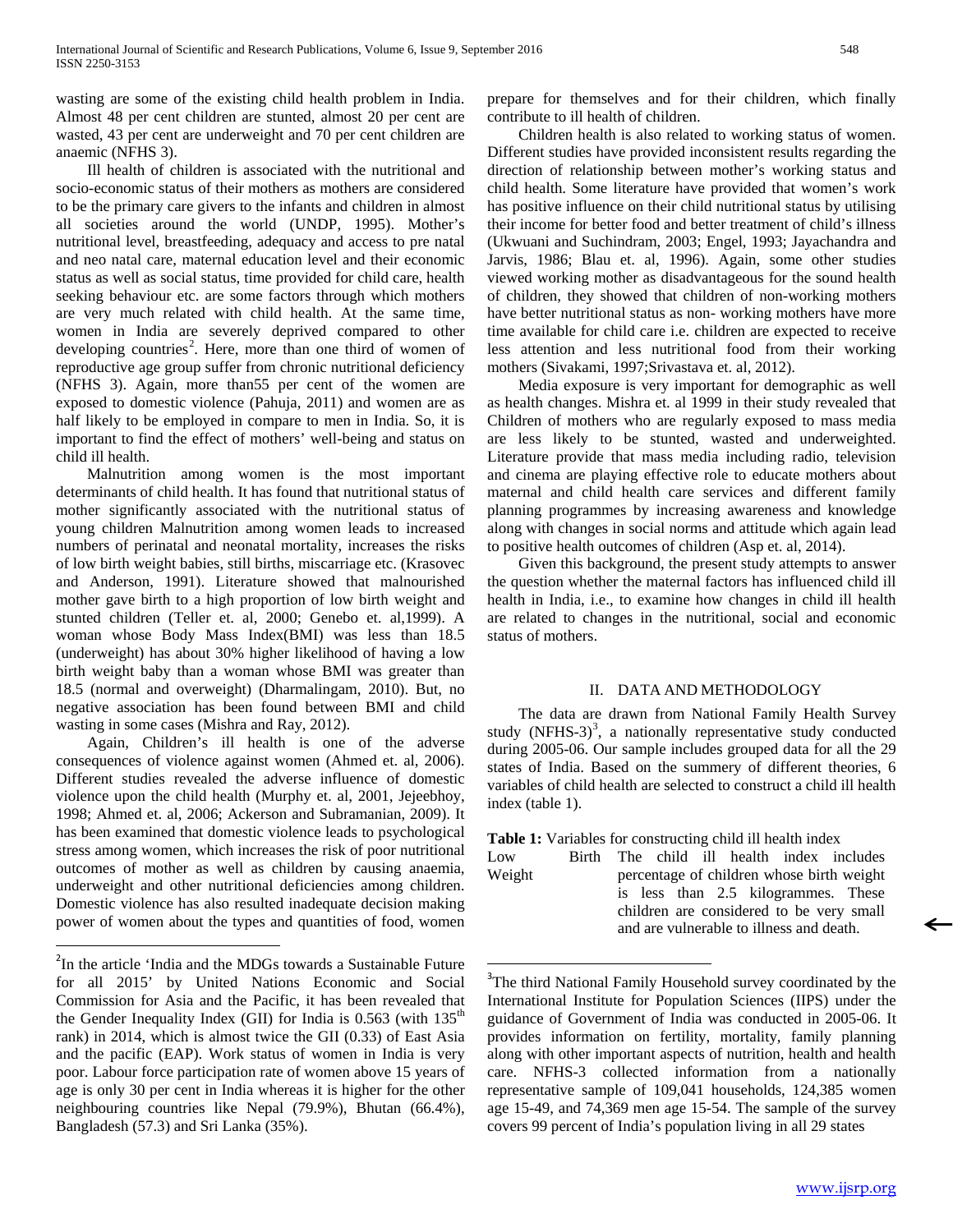wasting are some of the existing child health problem in India. Almost 48 per cent children are stunted, almost 20 per cent are wasted, 43 per cent are underweight and 70 per cent children are anaemic (NFHS 3).

Ill health of children is associated with the nutritional and socio-economic status of their mothers as mothers are considered to be the primary care givers to the infants and children in almost all societies around the world (UNDP, 1995). Mother's nutritional level, breastfeeding, adequacy and access to pre natal and neo natal care, maternal education level and their economic status as well as social status, time provided for child care, health seeking behaviour etc. are some factors through which mothers are very much related with child health. At the same time, women in India are severely deprived compared to other developing countries[2]. Here, more than one third of women of reproductive age group suffer from chronic nutritional deficiency (NFHS 3). Again, more than55 per cent of the women are exposed to domestic violence (Pahuja, 2011) and women are as half likely to be employed in compare to men in India. So, it is important to find the effect of mothers' well-being and status on child ill health.

Malnutrition among women is the most important determinants of child health. It has found that nutritional status of mother significantly associated with the nutritional status of young children Malnutrition among women leads to increased numbers of perinatal and neonatal mortality, increases the risks of low birth weight babies, still births, miscarriage etc. (Krasovec and Anderson, 1991). Literature showed that malnourished mother gave birth to a high proportion of low birth weight and stunted children (Teller et. al, 2000; Genebo et. al,1999). A woman whose Body Mass Index(BMI) was less than 18.5 (underweight) has about 30% higher likelihood of having a low birth weight baby than a woman whose BMI was greater than 18.5 (normal and overweight) (Dharmalingam, 2010). But, no negative association has been found between BMI and child wasting in some cases (Mishra and Ray, 2012).

Again, Children's ill health is one of the adverse consequences of violence against women (Ahmed et. al, 2006). Different studies revealed the adverse influence of domestic violence upon the child health (Murphy et. al, 2001, Jejeebhoy, 1998; Ahmed et. al, 2006; Ackerson and Subramanian, 2009). It has been examined that domestic violence leads to psychological stress among women, which increases the risk of poor nutritional outcomes of mother as well as children by causing anaemia, underweight and other nutritional deficiencies among children. Domestic violence has also resulted inadequate decision making power of women about the types and quantities of food, women prepare for themselves and for their children, which finally contribute to ill health of children.

Children health is also related to working status of women. Different studies have provided inconsistent results regarding the direction of relationship between mother's working status and child health. Some literature have provided that women's work has positive influence on their child nutritional status by utilising their income for better food and better treatment of child's illness (Ukwuani and Suchindram, 2003; Engel, 1993; Jayachandra and Jarvis, 1986; Blau et. al, 1996). Again, some other studies viewed working mother as disadvantageous for the sound health of children, they showed that children of non-working mothers have better nutritional status as non- working mothers have more time available for child care i.e. children are expected to receive less attention and less nutritional food from their working mothers (Sivakami, 1997;Srivastava et. al, 2012).

Media exposure is very important for demographic as well as health changes. Mishra et. al 1999 in their study revealed that Children of mothers who are regularly exposed to mass media are less likely to be stunted, wasted and underweighted. Literature provide that mass media including radio, television and cinema are playing effective role to educate mothers about maternal and child health care services and different family planning programmes by increasing awareness and knowledge along with changes in social norms and attitude which again lead to positive health outcomes of children (Asp et. al, 2014).

Given this background, the present study attempts to answer the question whether the maternal factors has influenced child ill health in India, i.e., to examine how changes in child ill health are related to changes in the nutritional, social and economic status of mothers.

## II. DATA AND METHODOLOGY

The data are drawn from National Family Health Survey study (NFHS-3)[3], a nationally representative study conducted during 2005-06. Our sample includes grouped data for all the 29 states of India. Based on the summery of different theories, 6 variables of child health are selected to construct a child ill health index (table 1).

**Table 1:** Variables for constructing child ill health index

| | |
|---|---|
| Low Birth Weight | The child ill health index includes percentage of children whose birth weight is less than 2.5 kilogrammes. These children are considered to be very small and are vulnerable to illness and death. |

---

[2] In the article 'India and the MDGs towards a Sustainable Future for all 2015' by United Nations Economic and Social Commission for Asia and the Pacific, it has been revealed that the Gender Inequality Index (GII) for India is 0.563 (with 135th rank) in 2014, which is almost twice the GII (0.33) of East Asia and the pacific (EAP). Work status of women in India is very poor. Labour force participation rate of women above 15 years of age is only 30 per cent in India whereas it is higher for the other neighbouring countries like Nepal (79.9%), Bhutan (66.4%), Bangladesh (57.3) and Sri Lanka (35%).

[3] The third National Family Household survey coordinated by the International Institute for Population Sciences (IIPS) under the guidance of Government of India was conducted in 2005-06. It provides information on fertility, mortality, family planning along with other important aspects of nutrition, health and health care. NFHS-3 collected information from a nationally representative sample of 109,041 households, 124,385 women age 15-49, and 74,369 men age 15-54. The sample of the survey covers 99 percent of India's population living in all 29 states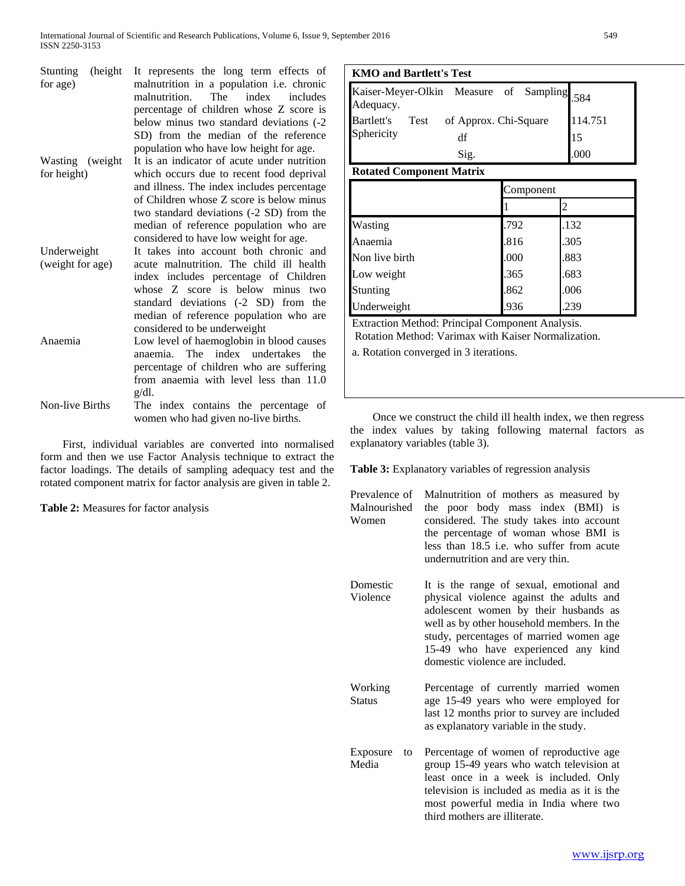| | |
|---|---|
| Stunting (height for age) | It represents the long term effects of malnutrition in a population i.e. chronic malnutrition. The index includes percentage of children whose Z score is below minus two standard deviations (-2 SD) from the median of the reference population who have low height for age. |
| Wasting (weight for height) | It is an indicator of acute under nutrition which occurs due to recent food deprival and illness. The index includes percentage of Children whose Z score is below minus two standard deviations (-2 SD) from the median of reference population who are considered to have low weight for age. |
| Underweight (weight for age) | It takes into account both chronic and acute malnutrition. The child ill health index includes percentage of Children whose Z score is below minus two standard deviations (-2 SD) from the median of reference population who are considered to be underweight |
| Anaemia | Low level of haemoglobin in blood causes anaemia. The index undertakes the percentage of children who are suffering from anaemia with level less than 11.0 g/dl. |
| Non-live Births | The index contains the percentage of women who had given no-live births. |

First, individual variables are converted into normalised form and then we use Factor Analysis technique to extract the factor loadings. The details of sampling adequacy test and the rotated component matrix for factor analysis are given in table 2.

**Table 2:** Measures for factor analysis

**KMO and Bartlett's Test**

| | | |
|---|---|---|
| Kaiser-Meyer-Olkin Measure of Sampling Adequacy. | | .584 |
| Bartlett's Test of Sphericity | Approx. Chi-Square | 114.751 |
| | df | 15 |
| | Sig. | .000 |

**Rotated Component Matrix**

| | Component | |
|---|---|---|
| | 1 | 2 |
| Wasting | .792 | .132 |
| Anaemia | .816 | .305 |
| Non live birth | .000 | .883 |
| Low weight | .365 | .683 |
| Stunting | .862 | .006 |
| Underweight | .936 | .239 |

Extraction Method: Principal Component Analysis.
Rotation Method: Varimax with Kaiser Normalization.

a. Rotation converged in 3 iterations.

Once we construct the child ill health index, we then regress the index values by taking following maternal factors as explanatory variables (table 3).

**Table 3:** Explanatory variables of regression analysis

| | |
|---|---|
| Prevalence of Malnourished Women | Malnutrition of mothers as measured by the poor body mass index (BMI) is considered. The study takes into account the percentage of woman whose BMI is less than 18.5 i.e. who suffer from acute undernutrition and are very thin. |
| Domestic Violence | It is the range of sexual, emotional and physical violence against the adults and adolescent women by their husbands as well as by other household members. In the study, percentages of married women age 15-49 who have experienced any kind domestic violence are included. |
| Working Status | Percentage of currently married women age 15-49 years who were employed for last 12 months prior to survey are included as explanatory variable in the study. |
| Exposure to Media | Percentage of women of reproductive age group 15-49 years who watch television at least once in a week is included. Only television is included as media as it is the most powerful media in India where two third mothers are illiterate. |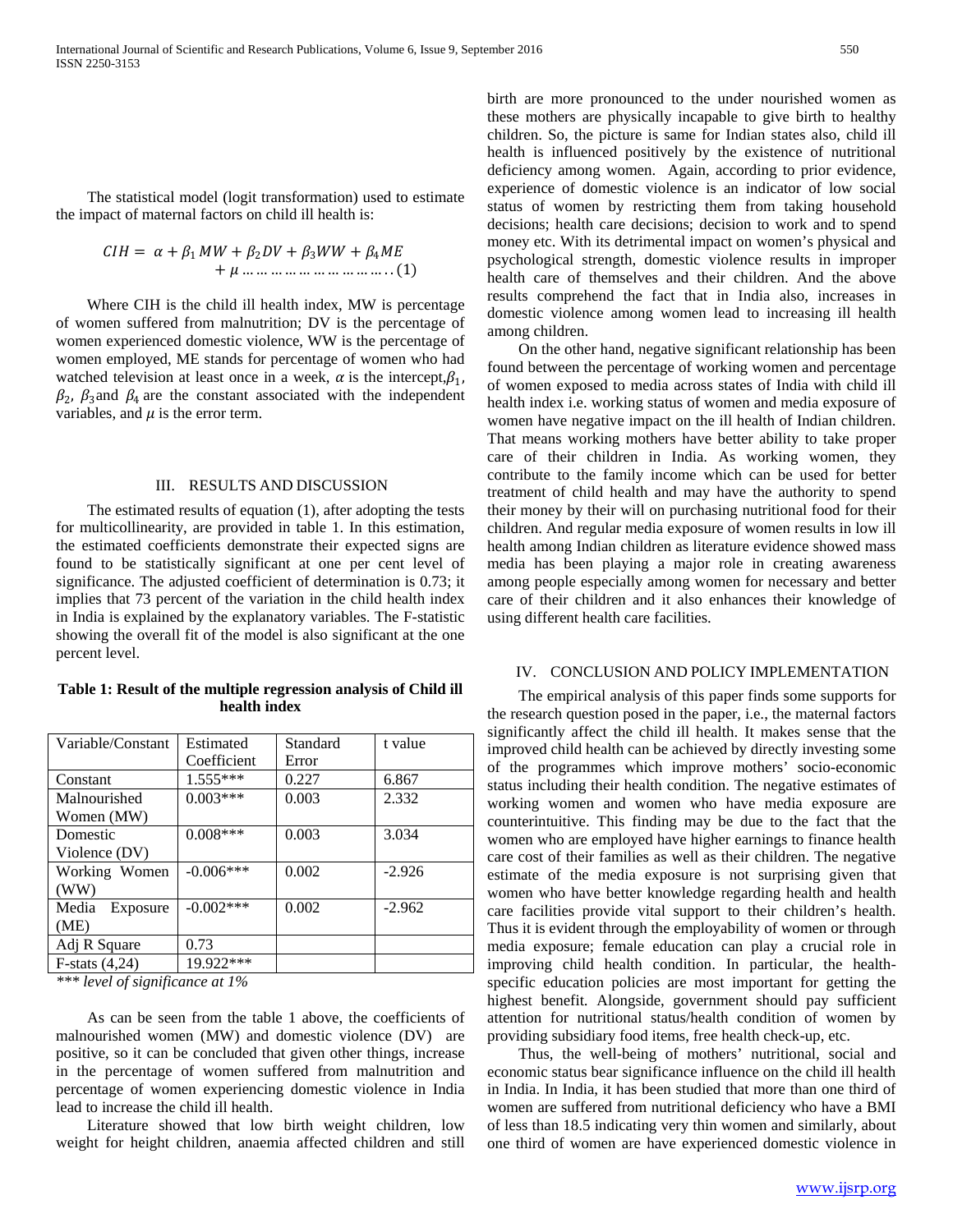The statistical model (logit transformation) used to estimate the impact of maternal factors on child ill health is:

$$CIH = \alpha + \beta_1 MW + \beta_2 DV + \beta_3 WW + \beta_4 ME + \mu \ldots\ldots\ldots\ldots\ldots\ldots\ldots\ldots\ldots (1)$$

Where CIH is the child ill health index, MW is percentage of women suffered from malnutrition; DV is the percentage of women experienced domestic violence, WW is the percentage of women employed, ME stands for percentage of women who had watched television at least once in a week, $\alpha$ is the intercept, $\beta_1$, $\beta_2$, $\beta_3$ and $\beta_4$ are the constant associated with the independent variables, and $\mu$ is the error term.

## III. RESULTS AND DISCUSSION

The estimated results of equation (1), after adopting the tests for multicollinearity, are provided in table 1. In this estimation, the estimated coefficients demonstrate their expected signs are found to be statistically significant at one per cent level of significance. The adjusted coefficient of determination is 0.73; it implies that 73 percent of the variation in the child health index in India is explained by the explanatory variables. The F-statistic showing the overall fit of the model is also significant at the one percent level.

**Table 1: Result of the multiple regression analysis of Child ill health index**

| Variable/Constant | Estimated Coefficient | Standard Error | t value |
|---|---|---|---|
| Constant | 1.555*** | 0.227 | 6.867 |
| Malnourished Women (MW) | 0.003*** | 0.003 | 2.332 |
| Domestic Violence (DV) | 0.008*** | 0.003 | 3.034 |
| Working Women (WW) | -0.006*** | 0.002 | -2.926 |
| Media Exposure (ME) | -0.002*** | 0.002 | -2.962 |
| Adj R Square | 0.73 | | |
| F-stats (4,24) | 19.922*** | | |

*\*\*\* level of significance at 1%*

As can be seen from the table 1 above, the coefficients of malnourished women (MW) and domestic violence (DV) are positive, so it can be concluded that given other things, increase in the percentage of women suffered from malnutrition and percentage of women experiencing domestic violence in India lead to increase the child ill health.

Literature showed that low birth weight children, low weight for height children, anaemia affected children and still birth are more pronounced to the under nourished women as these mothers are physically incapable to give birth to healthy children. So, the picture is same for Indian states also, child ill health is influenced positively by the existence of nutritional deficiency among women. Again, according to prior evidence, experience of domestic violence is an indicator of low social status of women by restricting them from taking household decisions; health care decisions; decision to work and to spend money etc. With its detrimental impact on women's physical and psychological strength, domestic violence results in improper health care of themselves and their children. And the above results comprehend the fact that in India also, increases in domestic violence among women lead to increasing ill health among children.

On the other hand, negative significant relationship has been found between the percentage of working women and percentage of women exposed to media across states of India with child ill health index i.e. working status of women and media exposure of women have negative impact on the ill health of Indian children. That means working mothers have better ability to take proper care of their children in India. As working women, they contribute to the family income which can be used for better treatment of child health and may have the authority to spend their money by their will on purchasing nutritional food for their children. And regular media exposure of women results in low ill health among Indian children as literature evidence showed mass media has been playing a major role in creating awareness among people especially among women for necessary and better care of their children and it also enhances their knowledge of using different health care facilities.

## IV. CONCLUSION AND POLICY IMPLEMENTATION

The empirical analysis of this paper finds some supports for the research question posed in the paper, i.e., the maternal factors significantly affect the child ill health. It makes sense that the improved child health can be achieved by directly investing some of the programmes which improve mothers' socio-economic status including their health condition. The negative estimates of working women and women who have media exposure are counterintuitive. This finding may be due to the fact that the women who are employed have higher earnings to finance health care cost of their families as well as their children. The negative estimate of the media exposure is not surprising given that women who have better knowledge regarding health and health care facilities provide vital support to their children's health. Thus it is evident through the employability of women or through media exposure; female education can play a crucial role in improving child health condition. In particular, the health-specific education policies are most important for getting the highest benefit. Alongside, government should pay sufficient attention for nutritional status/health condition of women by providing subsidiary food items, free health check-up, etc.

Thus, the well-being of mothers' nutritional, social and economic status bear significance influence on the child ill health in India. In India, it has been studied that more than one third of women are suffered from nutritional deficiency who have a BMI of less than 18.5 indicating very thin women and similarly, about one third of women are have experienced domestic violence in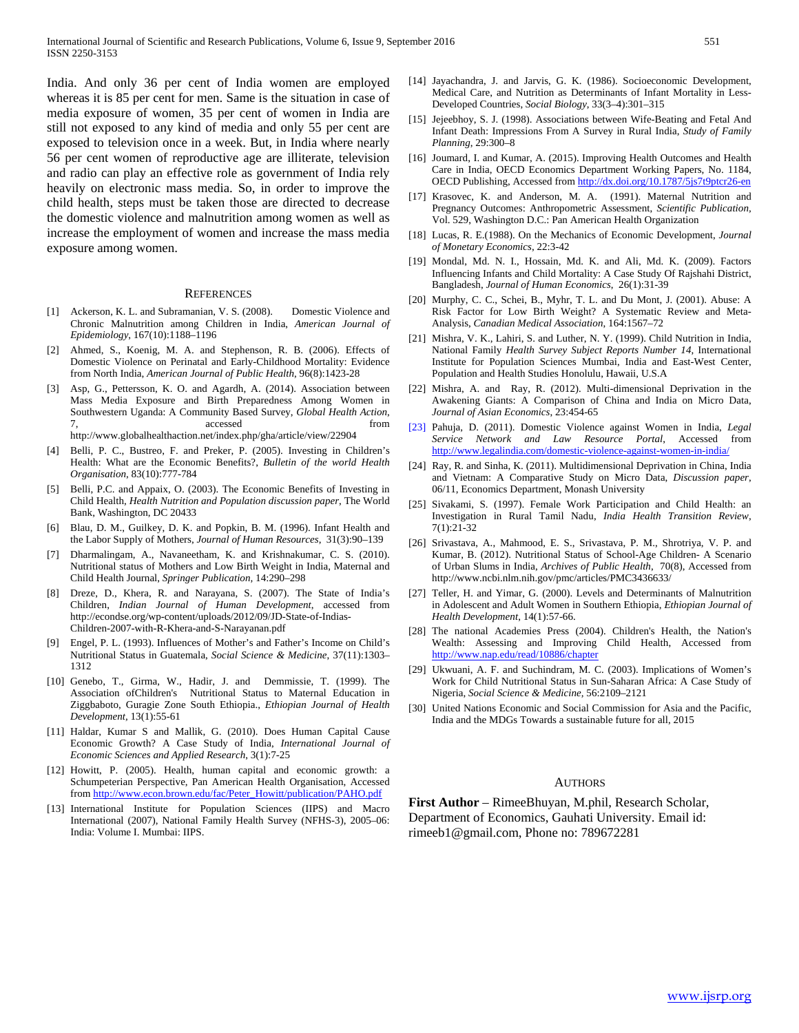India. And only 36 per cent of India women are employed whereas it is 85 per cent for men. Same is the situation in case of media exposure of women, 35 per cent of women in India are still not exposed to any kind of media and only 55 per cent are exposed to television once in a week. But, in India where nearly 56 per cent women of reproductive age are illiterate, television and radio can play an effective role as government of India rely heavily on electronic mass media. So, in order to improve the child health, steps must be taken those are directed to decrease the domestic violence and malnutrition among women as well as increase the employment of women and increase the mass media exposure among women.

## REFERENCES

[1] Ackerson, K. L. and Subramanian, V. S. (2008). Domestic Violence and Chronic Malnutrition among Children in India, *American Journal of Epidemiology*, 167(10):1188–1196

[2] Ahmed, S., Koenig, M. A. and Stephenson, R. B. (2006). Effects of Domestic Violence on Perinatal and Early-Childhood Mortality: Evidence from North India, *American Journal of Public Health*, 96(8):1423-28

[3] Asp, G., Pettersson, K. O. and Agardh, A. (2014). Association between Mass Media Exposure and Birth Preparedness Among Women in Southwestern Uganda: A Community Based Survey, *Global Health Action*, 7, accessed from http://www.globalhealthaction.net/index.php/gha/article/view/22904

[4] Belli, P. C., Bustreo, F. and Preker, P. (2005). Investing in Children's Health: What are the Economic Benefits?, *Bulletin of the world Health Organisation*, 83(10):777-784

[5] Belli, P.C. and Appaix, O. (2003). The Economic Benefits of Investing in Child Health, *Health Nutrition and Population discussion paper*, The World Bank, Washington, DC 20433

[6] Blau, D. M., Guilkey, D. K. and Popkin, B. M. (1996). Infant Health and the Labor Supply of Mothers, *Journal of Human Resources*, 31(3):90–139

[7] Dharmalingam, A., Navaneetham, K. and Krishnakumar, C. S. (2010). Nutritional status of Mothers and Low Birth Weight in India, Maternal and Child Health Journal, *Springer Publication*, 14:290–298

[8] Dreze, D., Khera, R. and Narayana, S. (2007). The State of India's Children, *Indian Journal of Human Development*, accessed from http://econdse.org/wp-content/uploads/2012/09/JD-State-of-Indias-Children-2007-with-R-Khera-and-S-Narayanan.pdf

[9] Engel, P. L. (1993). Influences of Mother's and Father's Income on Child's Nutritional Status in Guatemala, *Social Science & Medicine*, 37(11):1303–1312

[10] Genebo, T., Girma, W., Hadir, J. and Demmissie, T. (1999). The Association ofChildren's Nutritional Status to Maternal Education in Ziggbaboto, Guragie Zone South Ethiopia., *Ethiopian Journal of Health Development*, 13(1):55-61

[11] Haldar, Kumar S and Mallik, G. (2010). Does Human Capital Cause Economic Growth? A Case Study of India, *International Journal of Economic Sciences and Applied Research*, 3(1):7-25

[12] Howitt, P. (2005). Health, human capital and economic growth: a Schumpeterian Perspective, Pan American Health Organisation, Accessed from http://www.econ.brown.edu/fac/Peter_Howitt/publication/PAHO.pdf

[13] International Institute for Population Sciences (IIPS) and Macro International (2007), National Family Health Survey (NFHS-3), 2005–06: India: Volume I. Mumbai: IIPS.

[14] Jayachandra, J. and Jarvis, G. K. (1986). Socioeconomic Development, Medical Care, and Nutrition as Determinants of Infant Mortality in Less-Developed Countries, *Social Biology*, 33(3–4):301–315

[15] Jejeebhoy, S. J. (1998). Associations between Wife-Beating and Fetal And Infant Death: Impressions From A Survey in Rural India, *Study of Family Planning*, 29:300–8

[16] Joumard, I. and Kumar, A. (2015). Improving Health Outcomes and Health Care in India, OECD Economics Department Working Papers, No. 1184, OECD Publishing, Accessed from http://dx.doi.org/10.1787/5js7t9ptcr26-en

[17] Krasovec, K. and Anderson, M. A. (1991). Maternal Nutrition and Pregnancy Outcomes: Anthropometric Assessment, *Scientific Publication*, Vol. 529, Washington D.C.: Pan American Health Organization

[18] Lucas, R. E.(1988). On the Mechanics of Economic Development, *Journal of Monetary Economics*, 22:3-42

[19] Mondal, Md. N. I., Hossain, Md. K. and Ali, Md. K. (2009). Factors Influencing Infants and Child Mortality: A Case Study Of Rajshahi District, Bangladesh, *Journal of Human Economics*, 26(1):31-39

[20] Murphy, C. C., Schei, B., Myhr, T. L. and Du Mont, J. (2001). Abuse: A Risk Factor for Low Birth Weight? A Systematic Review and Meta-Analysis, *Canadian Medical Association*, 164:1567–72

[21] Mishra, V. K., Lahiri, S. and Luther, N. Y. (1999). Child Nutrition in India, National Family *Health Survey Subject Reports Number 14*, International Institute for Population Sciences Mumbai, India and East-West Center, Population and Health Studies Honolulu, Hawaii, U.S.A

[22] Mishra, A. and Ray, R. (2012). Multi-dimensional Deprivation in the Awakening Giants: A Comparison of China and India on Micro Data, *Journal of Asian Economics*, 23:454-65

[23] Pahuja, D. (2011). Domestic Violence against Women in India, *Legal Service Network and Law Resource Portal*, Accessed from http://www.legalindia.com/domestic-violence-against-women-in-india/

[24] Ray, R. and Sinha, K. (2011). Multidimensional Deprivation in China, India and Vietnam: A Comparative Study on Micro Data, *Discussion paper*, 06/11, Economics Department, Monash University

[25] Sivakami, S. (1997). Female Work Participation and Child Health: an Investigation in Rural Tamil Nadu, *India Health Transition Review*, 7(1):21-32

[26] Srivastava, A., Mahmood, E. S., Srivastava, P. M., Shrotriya, V. P. and Kumar, B. (2012). Nutritional Status of School-Age Children- A Scenario of Urban Slums in India, *Archives of Public Health*, 70(8), Accessed from http://www.ncbi.nlm.nih.gov/pmc/articles/PMC3436633/

[27] Teller, H. and Yimar, G. (2000). Levels and Determinants of Malnutrition in Adolescent and Adult Women in Southern Ethiopia, *Ethiopian Journal of Health Development*, 14(1):57-66.

[28] The national Academies Press (2004). Children's Health, the Nation's Wealth: Assessing and Improving Child Health, Accessed from http://www.nap.edu/read/10886/chapter

[29] Ukwuani, A. F. and Suchindram, M. C. (2003). Implications of Women's Work for Child Nutritional Status in Sun-Saharan Africa: A Case Study of Nigeria, *Social Science & Medicine*, 56:2109–2121

[30] United Nations Economic and Social Commission for Asia and the Pacific, India and the MDGs Towards a sustainable future for all, 2015

## AUTHORS

**First Author** – RimeeBhuyan, M.phil, Research Scholar, Department of Economics, Gauhati University. Email id: rimeeb1@gmail.com, Phone no: 789672281